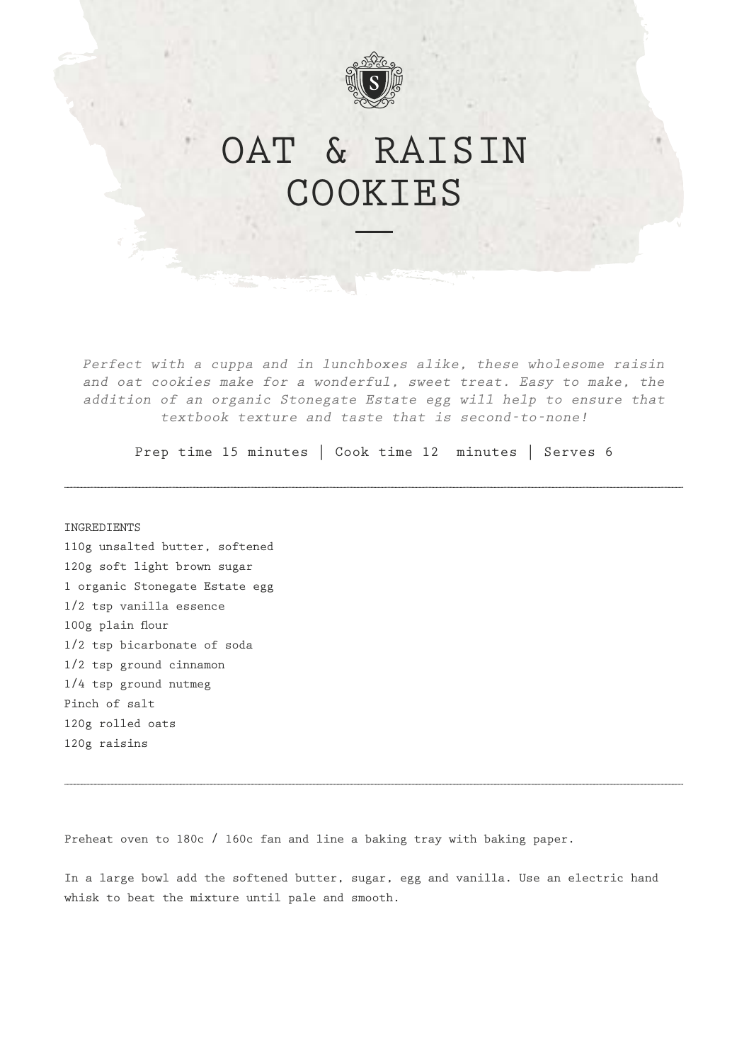# OAT & RAISIN COOKIES

*Perfect with a cuppa and in lunchboxes alike, these wholesome raisin and oat cookies make for a wonderful, sweet treat. Easy to make, the addition of an organic Stonegate Estate egg will help to ensure that textbook texture and taste that is second-to-none!*

Prep time 15 minutes | Cook time 12 minutes | Serves 6

---

INGREDIENTS

110g unsalted butter, softened
120g soft light brown sugar
1 organic Stonegate Estate egg
1/2 tsp vanilla essence
100g plain flour
1/2 tsp bicarbonate of soda
1/2 tsp ground cinnamon
1/4 tsp ground nutmeg
Pinch of salt
120g rolled oats
120g raisins

---

Preheat oven to 180c / 160c fan and line a baking tray with baking paper.

In a large bowl add the softened butter, sugar, egg and vanilla. Use an electric hand whisk to beat the mixture until pale and smooth.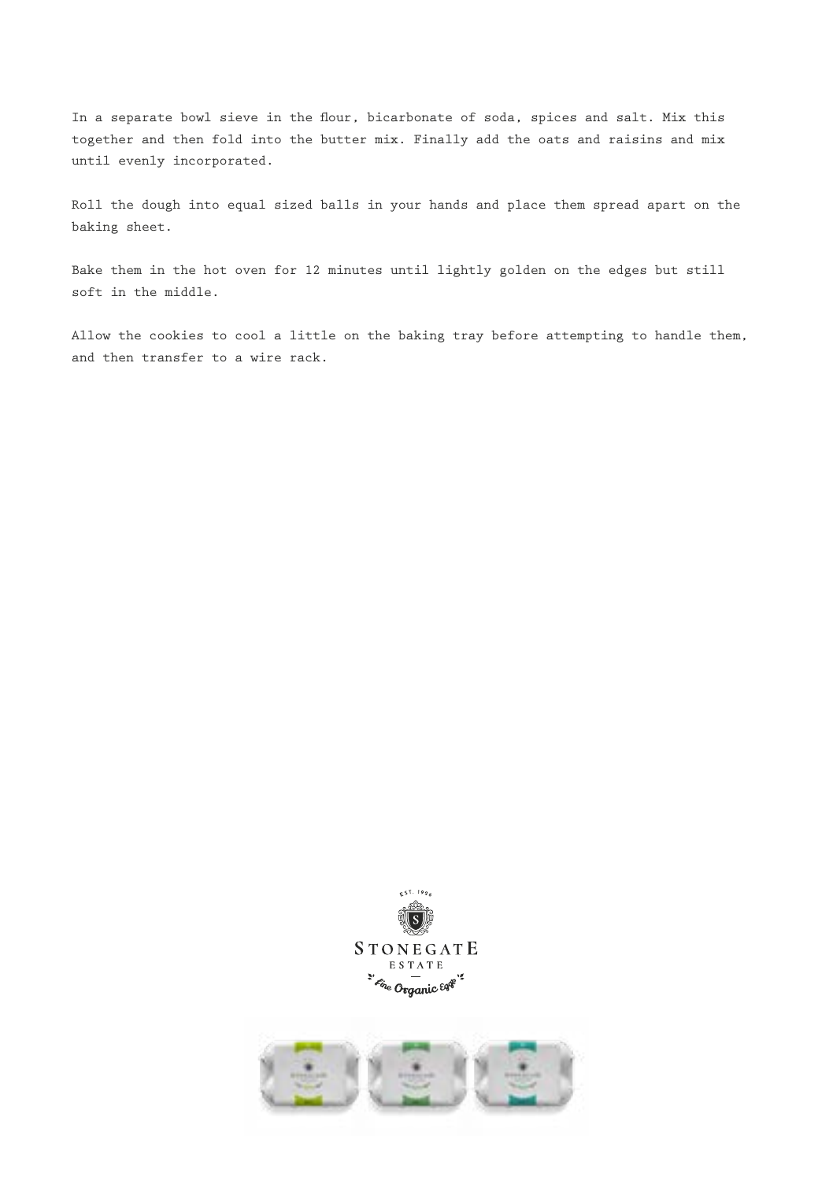In a separate bowl sieve in the flour, bicarbonate of soda, spices and salt. Mix this together and then fold into the butter mix. Finally add the oats and raisins and mix until evenly incorporated.

Roll the dough into equal sized balls in your hands and place them spread apart on the baking sheet.

Bake them in the hot oven for 12 minutes until lightly golden on the edges but still soft in the middle.

Allow the cookies to cool a little on the baking tray before attempting to handle them, and then transfer to a wire rack.

EST. 1926

STONEGATE
ESTATE

Fine Organic Eggs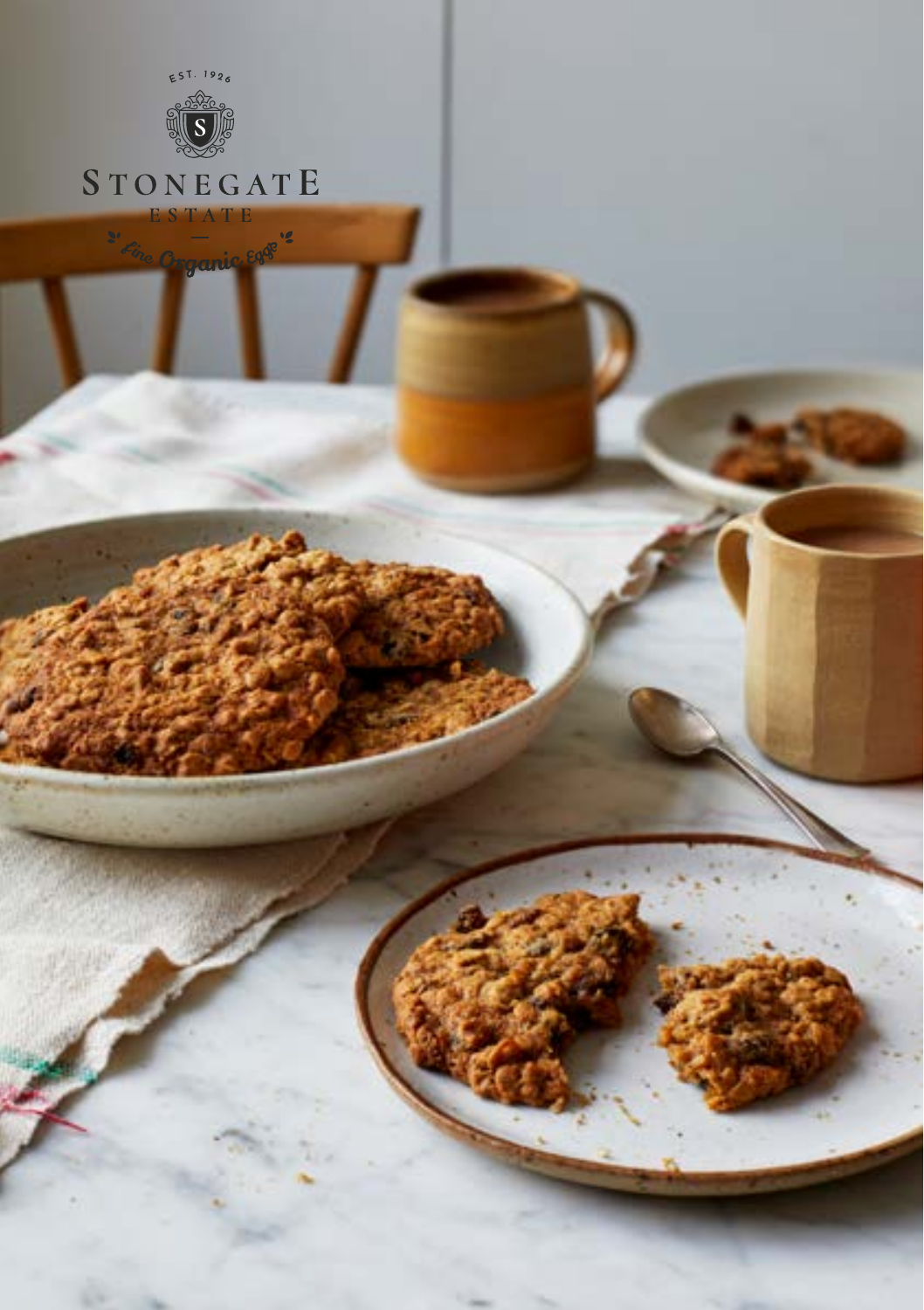EST. 1926

STONEGATE
ESTATE

Fine Organic Eggs